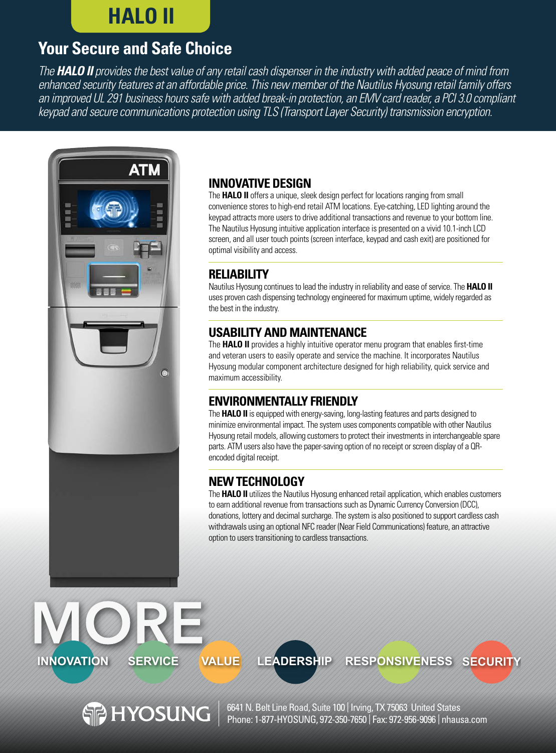# HALO II

## Your Secure and Safe Choice

*The **HALO II** provides the best value of any retail cash dispenser in the industry with added peace of mind from enhanced security features at an affordable price. This new member of the Nautilus Hyosung retail family offers an improved UL 291 business hours safe with added break-in protection, an EMV card reader, a PCI 3.0 compliant keypad and secure communications protection using TLS (Transport Layer Security) transmission encryption.*

### INNOVATIVE DESIGN

The **HALO II** offers a unique, sleek design perfect for locations ranging from small convenience stores to high-end retail ATM locations. Eye-catching, LED lighting around the keypad attracts more users to drive additional transactions and revenue to your bottom line. The Nautilus Hyosung intuitive application interface is presented on a vivid 10.1-inch LCD screen, and all user touch points (screen interface, keypad and cash exit) are positioned for optimal visibility and access.

### RELIABILITY

Nautilus Hyosung continues to lead the industry in reliability and ease of service. The **HALO II** uses proven cash dispensing technology engineered for maximum uptime, widely regarded as the best in the industry.

### USABILITY AND MAINTENANCE

The **HALO II** provides a highly intuitive operator menu program that enables first-time and veteran users to easily operate and service the machine. It incorporates Nautilus Hyosung modular component architecture designed for high reliability, quick service and maximum accessibility.

### ENVIRONMENTALLY FRIENDLY

The **HALO II** is equipped with energy-saving, long-lasting features and parts designed to minimize environmental impact. The system uses components compatible with other Nautilus Hyosung retail models, allowing customers to protect their investments in interchangeable spare parts. ATM users also have the paper-saving option of no receipt or screen display of a QR-encoded digital receipt.

### NEW TECHNOLOGY

The **HALO II** utilizes the Nautilus Hyosung enhanced retail application, which enables customers to earn additional revenue from transactions such as Dynamic Currency Conversion (DCC), donations, lottery and decimal surcharge. The system is also positioned to support cardless cash withdrawals using an optional NFC reader (Near Field Communications) feature, an attractive option to users transitioning to cardless transactions.

**MORE**

INNOVATION SERVICE VALUE LEADERSHIP RESPONSIVENESS SECURITY

HYOSUNG

6641 N. Belt Line Road, Suite 100 | Irving, TX 75063 United States
Phone: 1-877-HYOSUNG, 972-350-7650 | Fax: 972-956-9096 | nhausa.com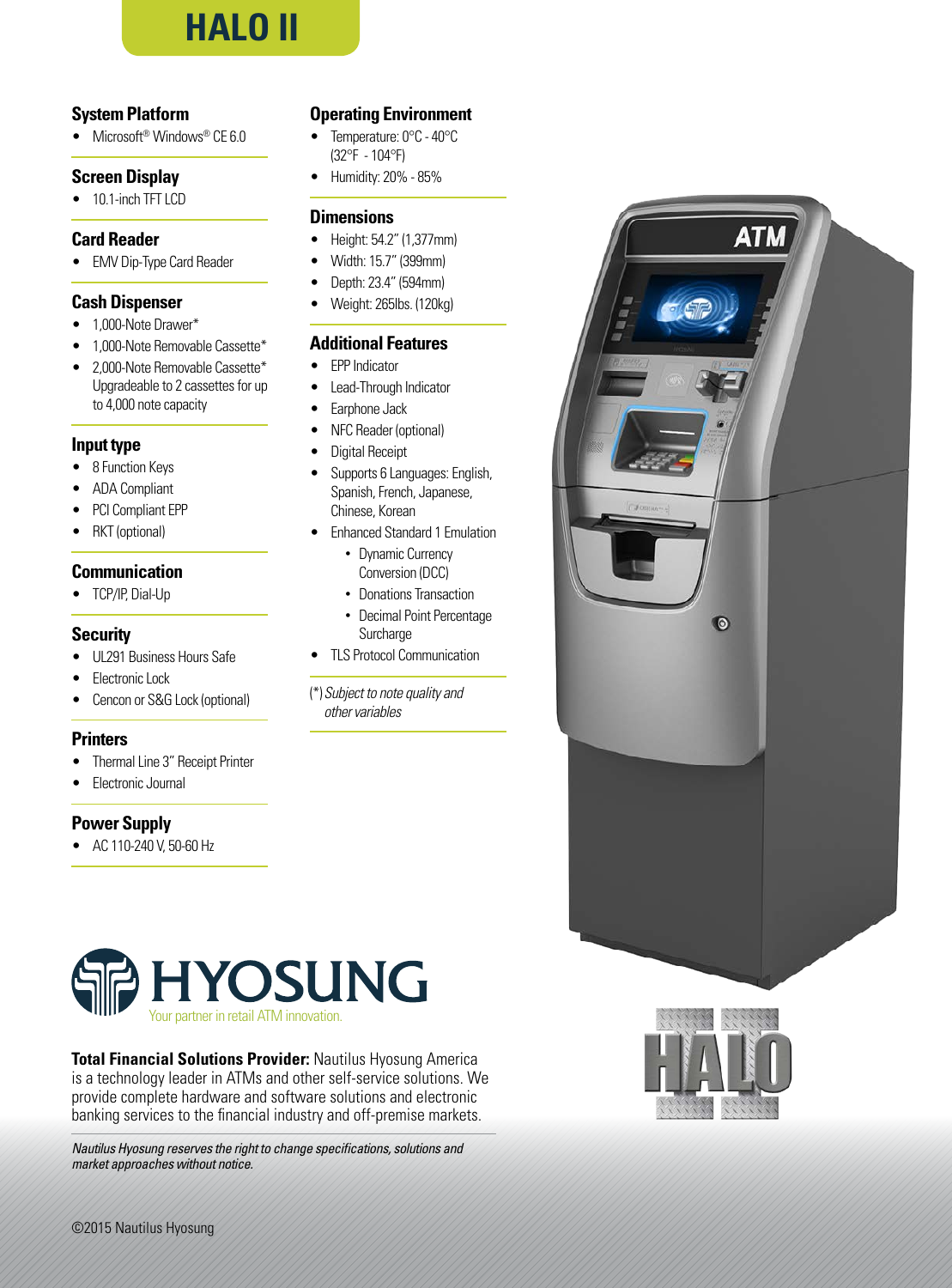# HALO II

## System Platform
- Microsoft® Windows® CE 6.0

## Screen Display
- 10.1-inch TFT LCD

## Card Reader
- EMV Dip-Type Card Reader

## Cash Dispenser
- 1,000-Note Drawer*
- 1,000-Note Removable Cassette*
- 2,000-Note Removable Cassette* Upgradeable to 2 cassettes for up to 4,000 note capacity

## Input type
- 8 Function Keys
- ADA Compliant
- PCI Compliant EPP
- RKT (optional)

## Communication
- TCP/IP, Dial-Up

## Security
- UL291 Business Hours Safe
- Electronic Lock
- Cencon or S&G Lock (optional)

## Printers
- Thermal Line 3" Receipt Printer
- Electronic Journal

## Power Supply
- AC 110-240 V, 50-60 Hz

## Operating Environment
- Temperature: 0°C - 40°C (32°F - 104°F)
- Humidity: 20% - 85%

## Dimensions
- Height: 54.2" (1,377mm)
- Width: 15.7" (399mm)
- Depth: 23.4" (594mm)
- Weight: 265lbs. (120kg)

## Additional Features
- EPP Indicator
- Lead-Through Indicator
- Earphone Jack
- NFC Reader (optional)
- Digital Receipt
- Supports 6 Languages: English, Spanish, French, Japanese, Chinese, Korean
- Enhanced Standard 1 Emulation
  - Dynamic Currency Conversion (DCC)
  - Donations Transaction
  - Decimal Point Percentage Surcharge
- TLS Protocol Communication

(*) *Subject to note quality and other variables*

HYOSUNG

Your partner in retail ATM innovation.

**Total Financial Solutions Provider:** Nautilus Hyosung America is a technology leader in ATMs and other self-service solutions. We provide complete hardware and software solutions and electronic banking services to the financial industry and off-premise markets.

*Nautilus Hyosung reserves the right to change specifications, solutions and market approaches without notice.*

©2015 Nautilus Hyosung